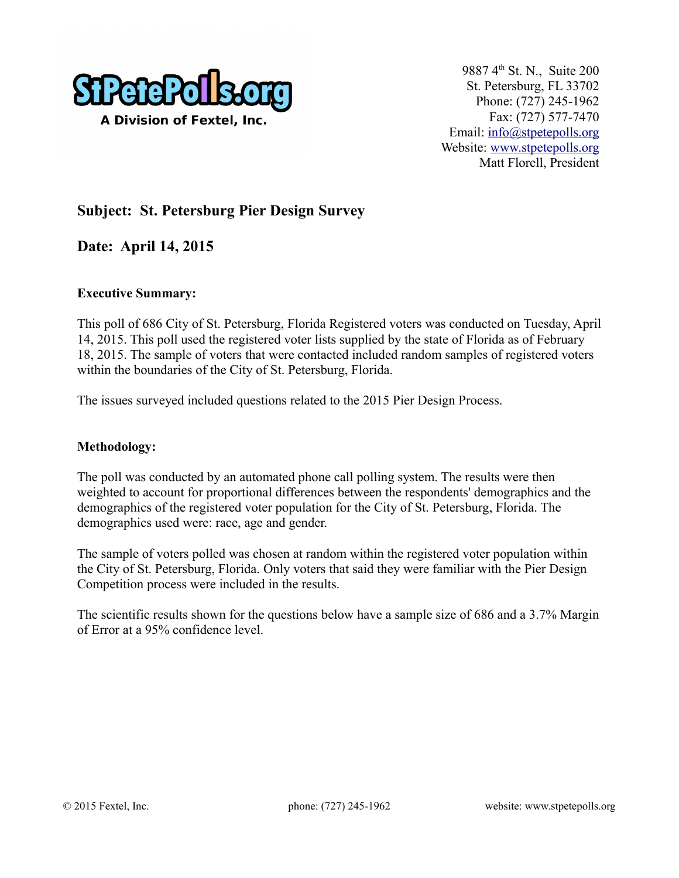StPetePolls.org
A Division of Fextel, Inc.

9887 4th St. N., Suite 200
St. Petersburg, FL 33702
Phone: (727) 245-1962
Fax: (727) 577-7470
Email: info@stpetepolls.org
Website: www.stpetepolls.org
Matt Florell, President

## Subject: St. Petersburg Pier Design Survey

## Date: April 14, 2015

### Executive Summary:

This poll of 686 City of St. Petersburg, Florida Registered voters was conducted on Tuesday, April 14, 2015. This poll used the registered voter lists supplied by the state of Florida as of February 18, 2015. The sample of voters that were contacted included random samples of registered voters within the boundaries of the City of St. Petersburg, Florida.

The issues surveyed included questions related to the 2015 Pier Design Process.

### Methodology:

The poll was conducted by an automated phone call polling system. The results were then weighted to account for proportional differences between the respondents' demographics and the demographics of the registered voter population for the City of St. Petersburg, Florida. The demographics used were: race, age and gender.

The sample of voters polled was chosen at random within the registered voter population within the City of St. Petersburg, Florida. Only voters that said they were familiar with the Pier Design Competition process were included in the results.

The scientific results shown for the questions below have a sample size of 686 and a 3.7% Margin of Error at a 95% confidence level.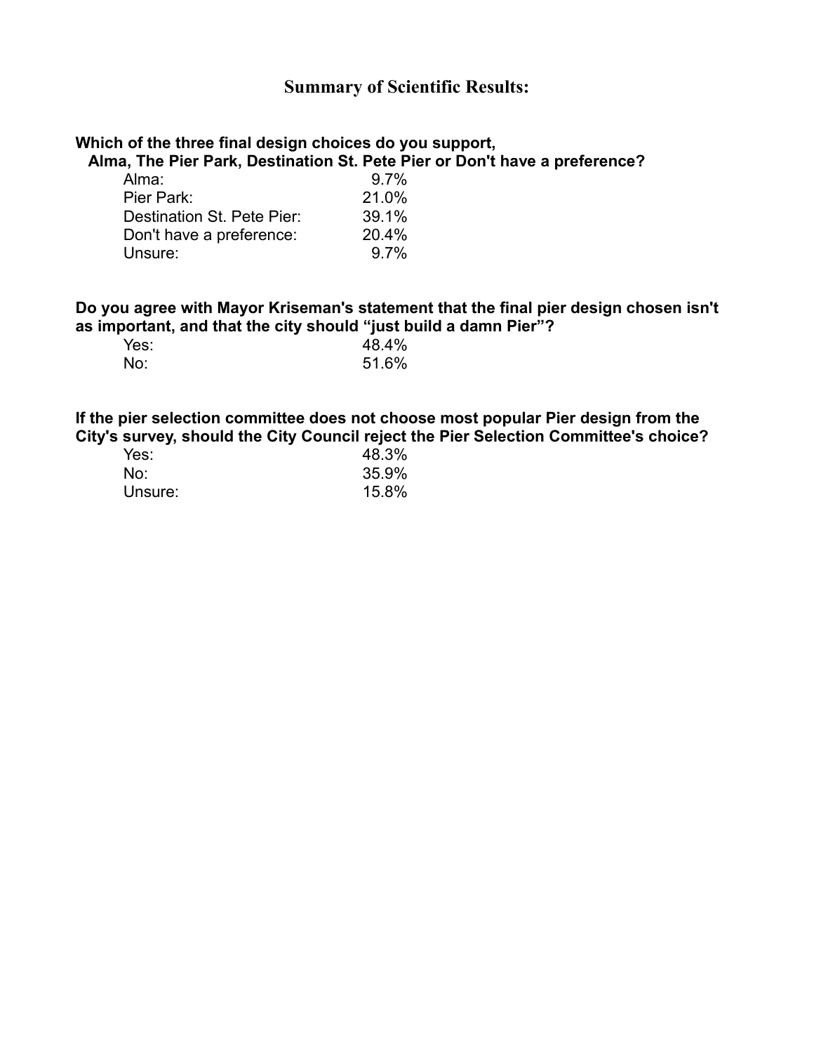## Summary of Scientific Results:

**Which of the three final design choices do you support,
Alma, The Pier Park, Destination St. Pete Pier or Don't have a preference?**

| | |
|---|---|
| Alma: | 9.7% |
| Pier Park: | 21.0% |
| Destination St. Pete Pier: | 39.1% |
| Don't have a preference: | 20.4% |
| Unsure: | 9.7% |

**Do you agree with Mayor Kriseman's statement that the final pier design chosen isn't as important, and that the city should "just build a damn Pier"?**

| | |
|---|---|
| Yes: | 48.4% |
| No: | 51.6% |

**If the pier selection committee does not choose most popular Pier design from the City's survey, should the City Council reject the Pier Selection Committee's choice?**

| | |
|---|---|
| Yes: | 48.3% |
| No: | 35.9% |
| Unsure: | 15.8% |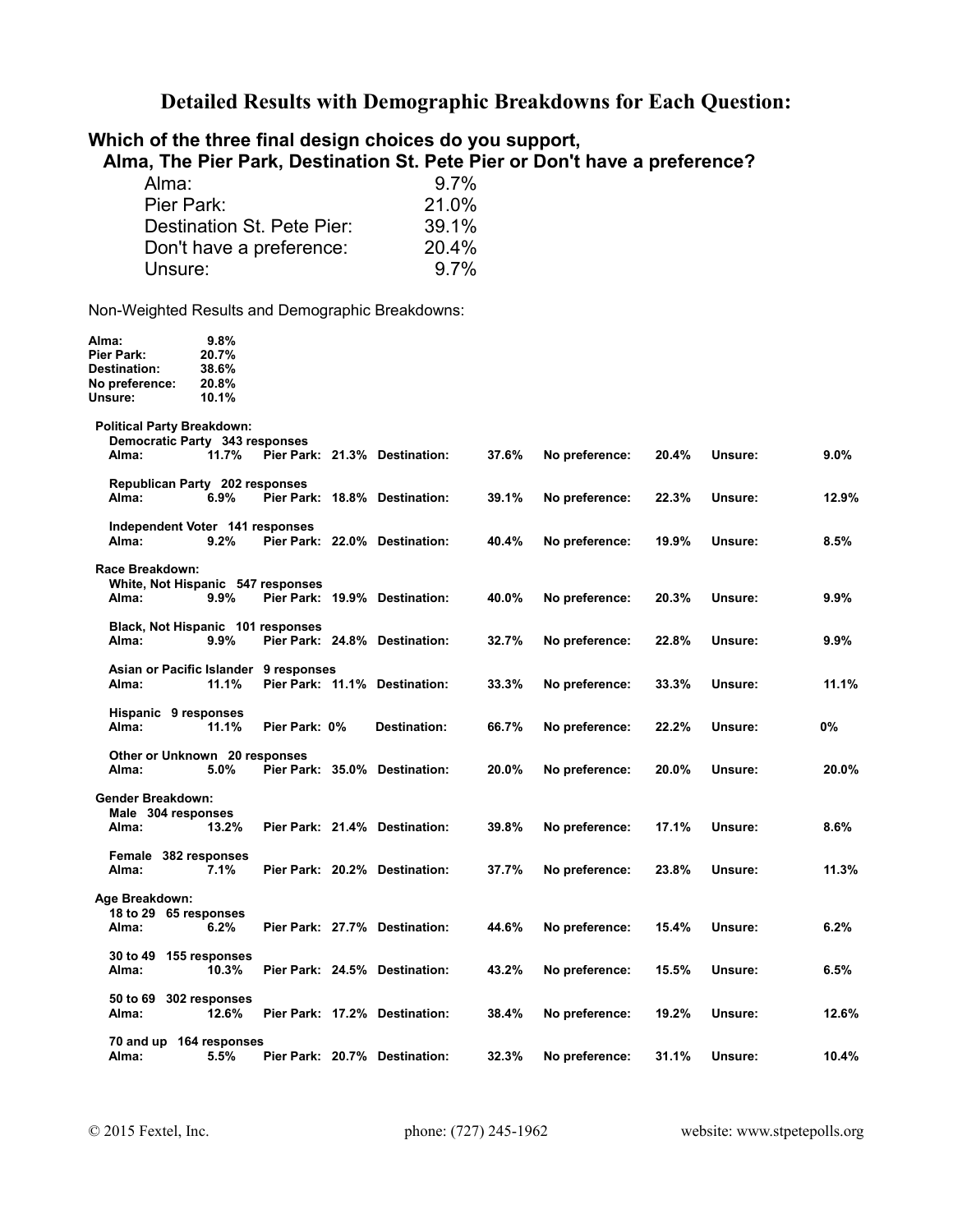# Detailed Results with Demographic Breakdowns for Each Question:

## Which of the three final design choices do you support, Alma, The Pier Park, Destination St. Pete Pier or Don't have a preference?

| | |
|---|---|
| Alma: | 9.7% |
| Pier Park: | 21.0% |
| Destination St. Pete Pier: | 39.1% |
| Don't have a preference: | 20.4% |
| Unsure: | 9.7% |

Non-Weighted Results and Demographic Breakdowns:

| | |
|---|---|
| **Alma:** | **9.8%** |
| **Pier Park:** | **20.7%** |
| **Destination:** | **38.6%** |
| **No preference:** | **20.8%** |
| **Unsure:** | **10.1%** |

**Political Party Breakdown:**

| Group | Alma | Pier Park | Destination | No preference | Unsure |
|---|---|---|---|---|---|
| Democratic Party 343 responses | 11.7% | 21.3% | 37.6% | 20.4% | 9.0% |
| Republican Party 202 responses | 6.9% | 18.8% | 39.1% | 22.3% | 12.9% |
| Independent Voter 141 responses | 9.2% | 22.0% | 40.4% | 19.9% | 8.5% |

**Race Breakdown:**

| Group | Alma | Pier Park | Destination | No preference | Unsure |
|---|---|---|---|---|---|
| White, Not Hispanic 547 responses | 9.9% | 19.9% | 40.0% | 20.3% | 9.9% |
| Black, Not Hispanic 101 responses | 9.9% | 24.8% | 32.7% | 22.8% | 9.9% |
| Asian or Pacific Islander 9 responses | 11.1% | 11.1% | 33.3% | 33.3% | 11.1% |
| Hispanic 9 responses | 11.1% | 0% | 66.7% | 22.2% | 0% |
| Other or Unknown 20 responses | 5.0% | 35.0% | 20.0% | 20.0% | 20.0% |

**Gender Breakdown:**

| Group | Alma | Pier Park | Destination | No preference | Unsure |
|---|---|---|---|---|---|
| Male 304 responses | 13.2% | 21.4% | 39.8% | 17.1% | 8.6% |
| Female 382 responses | 7.1% | 20.2% | 37.7% | 23.8% | 11.3% |

**Age Breakdown:**

| Group | Alma | Pier Park | Destination | No preference | Unsure |
|---|---|---|---|---|---|
| 18 to 29 65 responses | 6.2% | 27.7% | 44.6% | 15.4% | 6.2% |
| 30 to 49 155 responses | 10.3% | 24.5% | 43.2% | 15.5% | 6.5% |
| 50 to 69 302 responses | 12.6% | 17.2% | 38.4% | 19.2% | 12.6% |
| 70 and up 164 responses | 5.5% | 20.7% | 32.3% | 31.1% | 10.4% |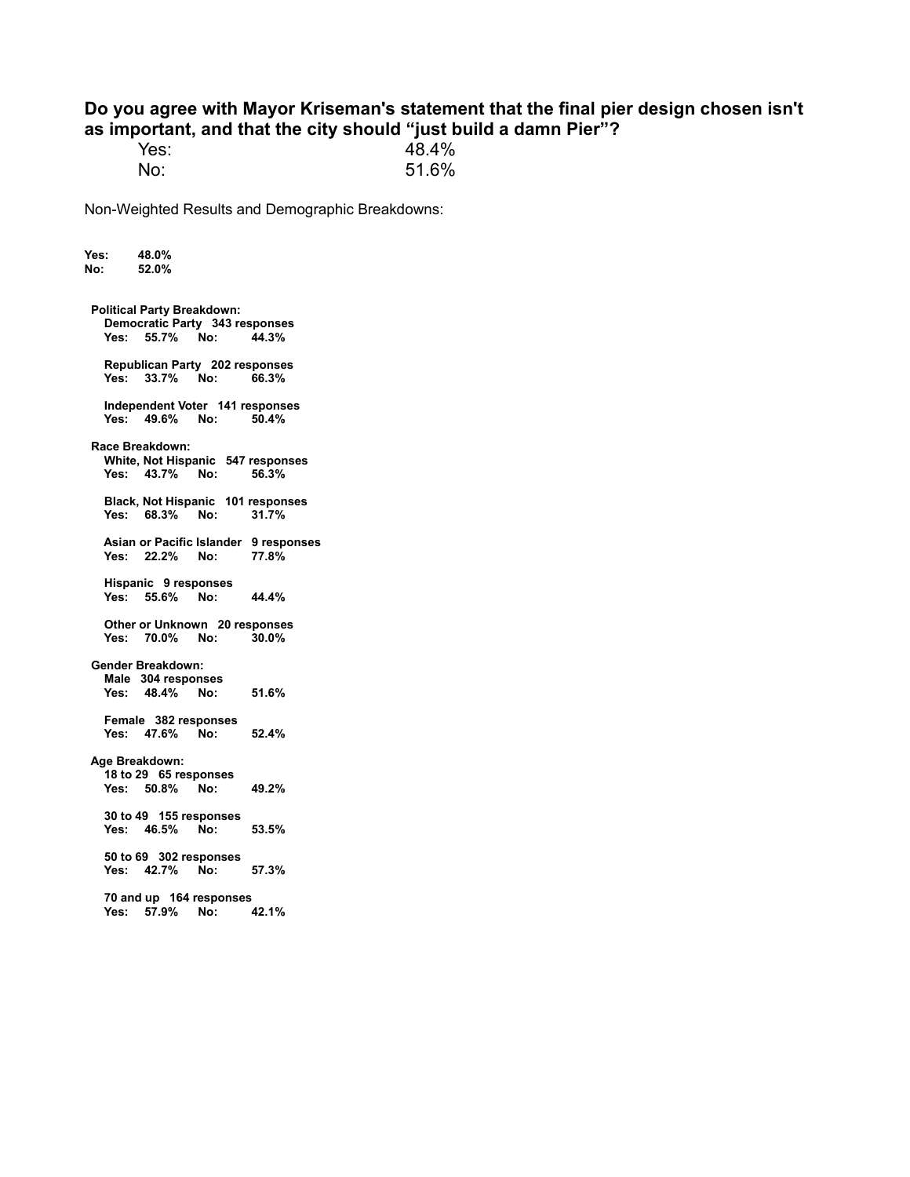**Do you agree with Mayor Kriseman's statement that the final pier design chosen isn't as important, and that the city should "just build a damn Pier"?**

| | |
|---|---|
| Yes: | 48.4% |
| No: | 51.6% |

Non-Weighted Results and Demographic Breakdowns:

**Yes: 48.0%**
**No: 52.0%**

**Political Party Breakdown:**

**Democratic Party 343 responses**
**Yes: 55.7% No: 44.3%**

**Republican Party 202 responses**
**Yes: 33.7% No: 66.3%**

**Independent Voter 141 responses**
**Yes: 49.6% No: 50.4%**

**Race Breakdown:**

**White, Not Hispanic 547 responses**
**Yes: 43.7% No: 56.3%**

**Black, Not Hispanic 101 responses**
**Yes: 68.3% No: 31.7%**

**Asian or Pacific Islander 9 responses**
**Yes: 22.2% No: 77.8%**

**Hispanic 9 responses**
**Yes: 55.6% No: 44.4%**

**Other or Unknown 20 responses**
**Yes: 70.0% No: 30.0%**

**Gender Breakdown:**

**Male 304 responses**
**Yes: 48.4% No: 51.6%**

**Female 382 responses**
**Yes: 47.6% No: 52.4%**

**Age Breakdown:**

**18 to 29 65 responses**
**Yes: 50.8% No: 49.2%**

**30 to 49 155 responses**
**Yes: 46.5% No: 53.5%**

**50 to 69 302 responses**
**Yes: 42.7% No: 57.3%**

**70 and up 164 responses**
**Yes: 57.9% No: 42.1%**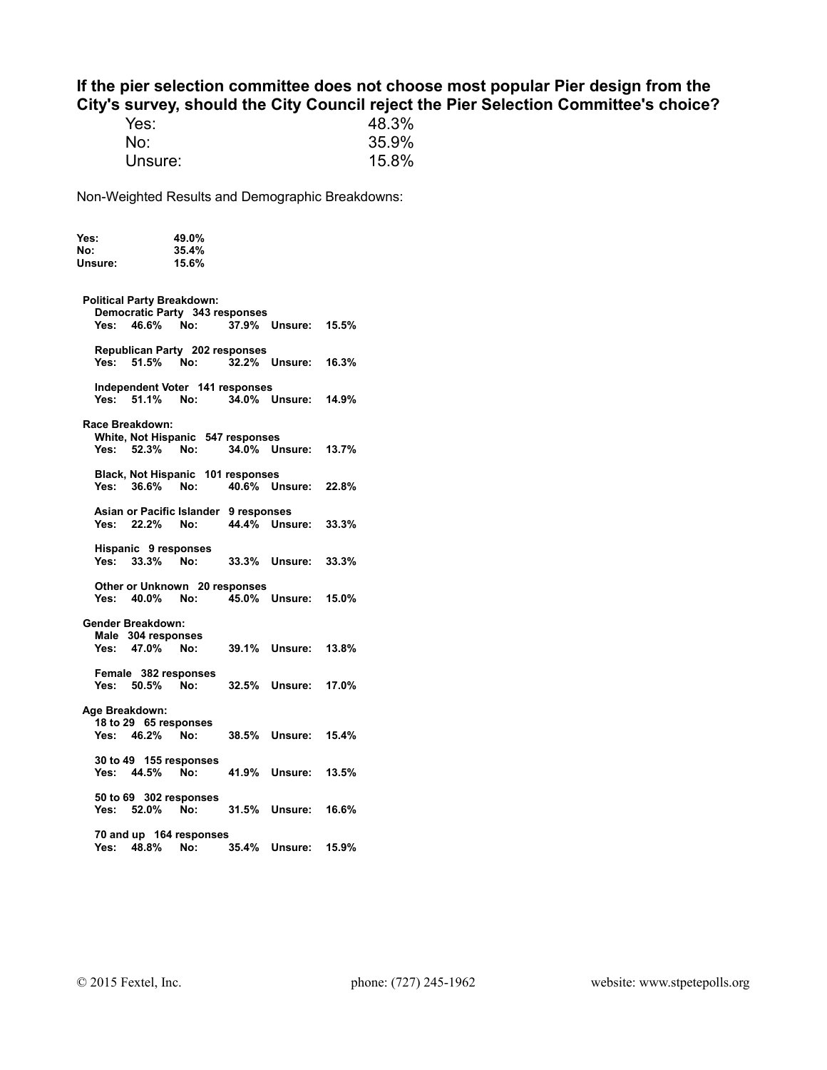### If the pier selection committee does not choose most popular Pier design from the City's survey, should the City Council reject the Pier Selection Committee's choice?

| | |
|---|---|
| Yes: | 48.3% |
| No: | 35.9% |
| Unsure: | 15.8% |

Non-Weighted Results and Demographic Breakdowns:

| | |
|---|---|
| **Yes:** | **49.0%** |
| **No:** | **35.4%** |
| **Unsure:** | **15.6%** |

**Political Party Breakdown:**

**Democratic Party 343 responses**
**Yes: 46.6% No: 37.9% Unsure: 15.5%**

**Republican Party 202 responses**
**Yes: 51.5% No: 32.2% Unsure: 16.3%**

**Independent Voter 141 responses**
**Yes: 51.1% No: 34.0% Unsure: 14.9%**

**Race Breakdown:**

**White, Not Hispanic 547 responses**
**Yes: 52.3% No: 34.0% Unsure: 13.7%**

**Black, Not Hispanic 101 responses**
**Yes: 36.6% No: 40.6% Unsure: 22.8%**

**Asian or Pacific Islander 9 responses**
**Yes: 22.2% No: 44.4% Unsure: 33.3%**

**Hispanic 9 responses**
**Yes: 33.3% No: 33.3% Unsure: 33.3%**

**Other or Unknown 20 responses**
**Yes: 40.0% No: 45.0% Unsure: 15.0%**

**Gender Breakdown:**

**Male 304 responses**
**Yes: 47.0% No: 39.1% Unsure: 13.8%**

**Female 382 responses**
**Yes: 50.5% No: 32.5% Unsure: 17.0%**

**Age Breakdown:**

**18 to 29 65 responses**
**Yes: 46.2% No: 38.5% Unsure: 15.4%**

**30 to 49 155 responses**
**Yes: 44.5% No: 41.9% Unsure: 13.5%**

**50 to 69 302 responses**
**Yes: 52.0% No: 31.5% Unsure: 16.6%**

**70 and up 164 responses**
**Yes: 48.8% No: 35.4% Unsure: 15.9%**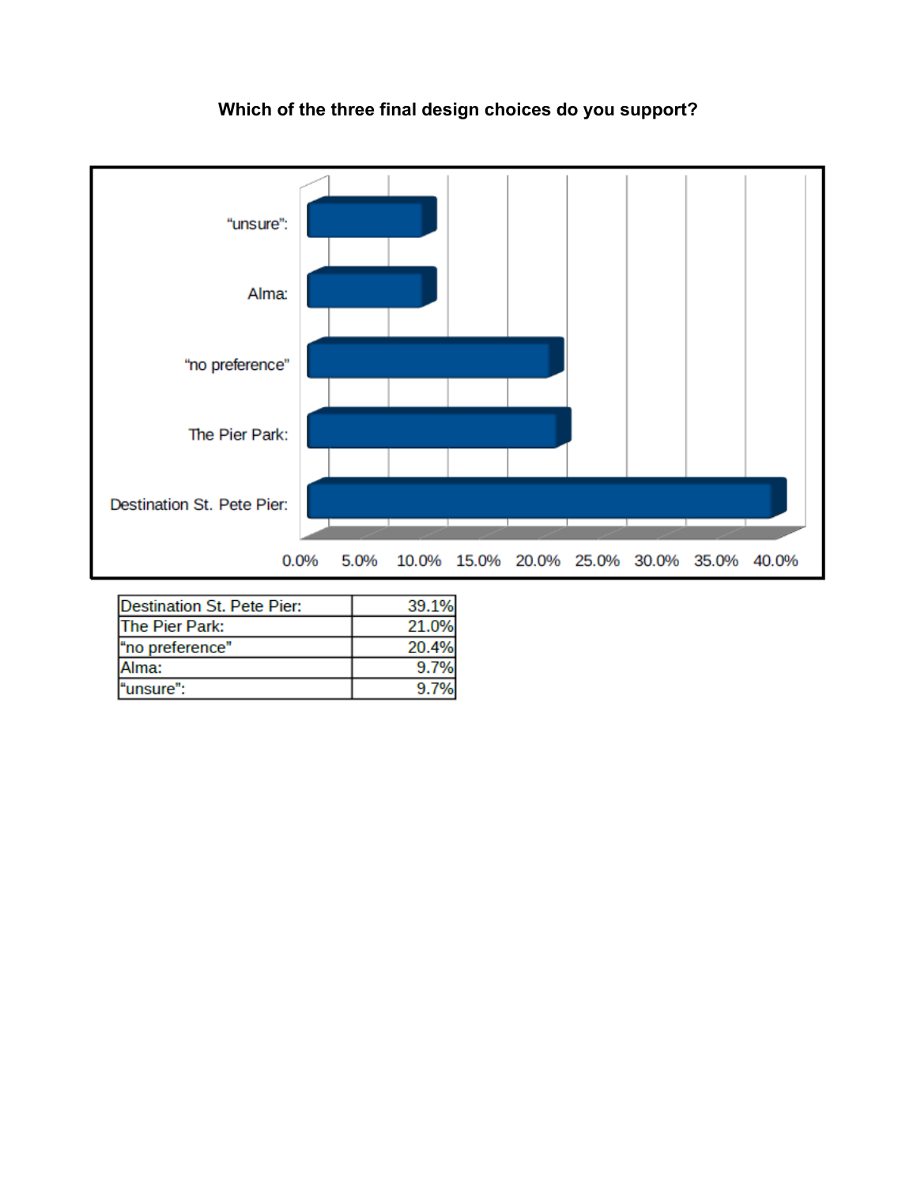**Which of the three final design choices do you support?**

"unsure":

Alma:

"no preference"

The Pier Park:

Destination St. Pete Pier:

0.0% 5.0% 10.0% 15.0% 20.0% 25.0% 30.0% 35.0% 40.0%

| | |
|---|---|
| Destination St. Pete Pier: | 39.1% |
| The Pier Park: | 21.0% |
| "no preference" | 20.4% |
| Alma: | 9.7% |
| "unsure": | 9.7% |